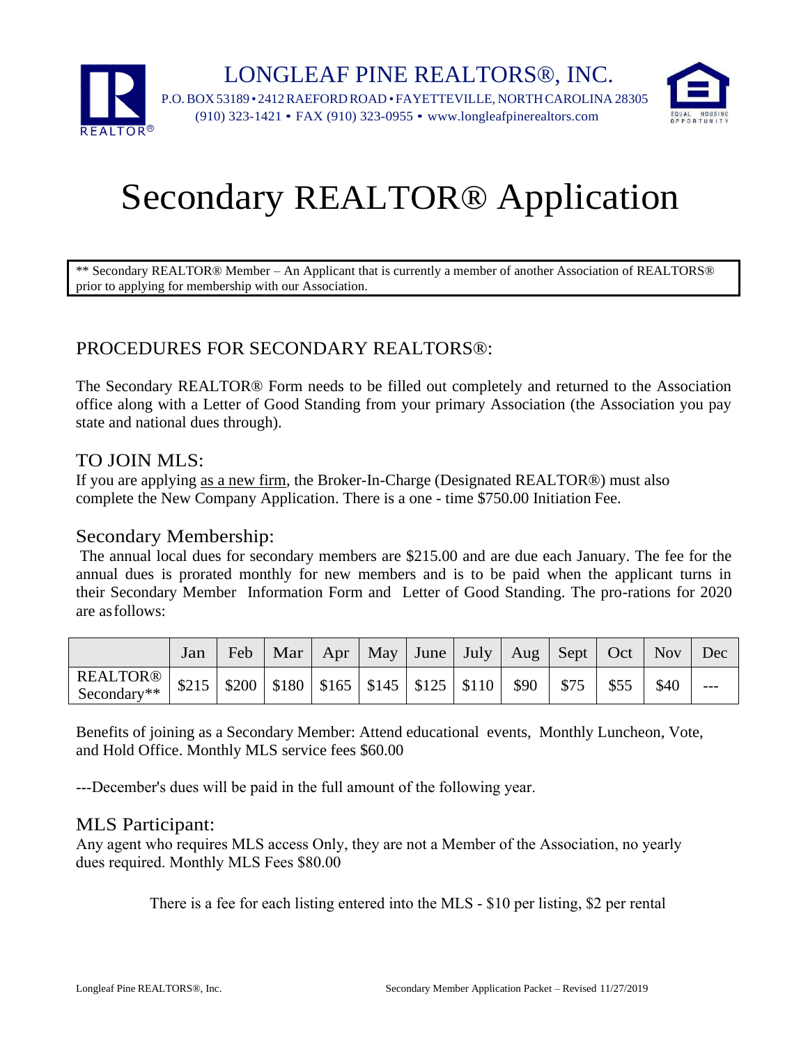LONGLEAF PINE REALTORS®, INC.

P.O. BOX 53189 • 2412 RAEFORD ROAD • FAYETTEVILLE, NORTH CAROLINA 28305
(910) 323-1421 • FAX (910) 323-0955 • www.longleafpinerealtors.com

# Secondary REALTOR® Application

** Secondary REALTOR® Member – An Applicant that is currently a member of another Association of REALTORS® prior to applying for membership with our Association.

## PROCEDURES FOR SECONDARY REALTORS®:

The Secondary REALTOR® Form needs to be filled out completely and returned to the Association office along with a Letter of Good Standing from your primary Association (the Association you pay state and national dues through).

### TO JOIN MLS:

If you are applying as a new firm, the Broker-In-Charge (Designated REALTOR®) must also complete the New Company Application. There is a one - time $750.00 Initiation Fee.

### Secondary Membership:

The annual local dues for secondary members are $215.00 and are due each January. The fee for the annual dues is prorated monthly for new members and is to be paid when the applicant turns in their Secondary Member Information Form and Letter of Good Standing. The pro-rations for 2020 are as follows:

| | Jan | Feb | Mar | Apr | May | June | July | Aug | Sept | Oct | Nov | Dec |
|---|---|---|---|---|---|---|---|---|---|---|---|---|
| REALTOR® Secondary** | $215 | $200 | $180 | $165 | $145 | $125 | $110 | $90 | $75 | $55 | $40 | --- |

Benefits of joining as a Secondary Member: Attend educational events, Monthly Luncheon, Vote, and Hold Office. Monthly MLS service fees $60.00

---December's dues will be paid in the full amount of the following year.

### MLS Participant:

Any agent who requires MLS access Only, they are not a Member of the Association, no yearly dues required. Monthly MLS Fees $80.00

There is a fee for each listing entered into the MLS - $10 per listing, $2 per rental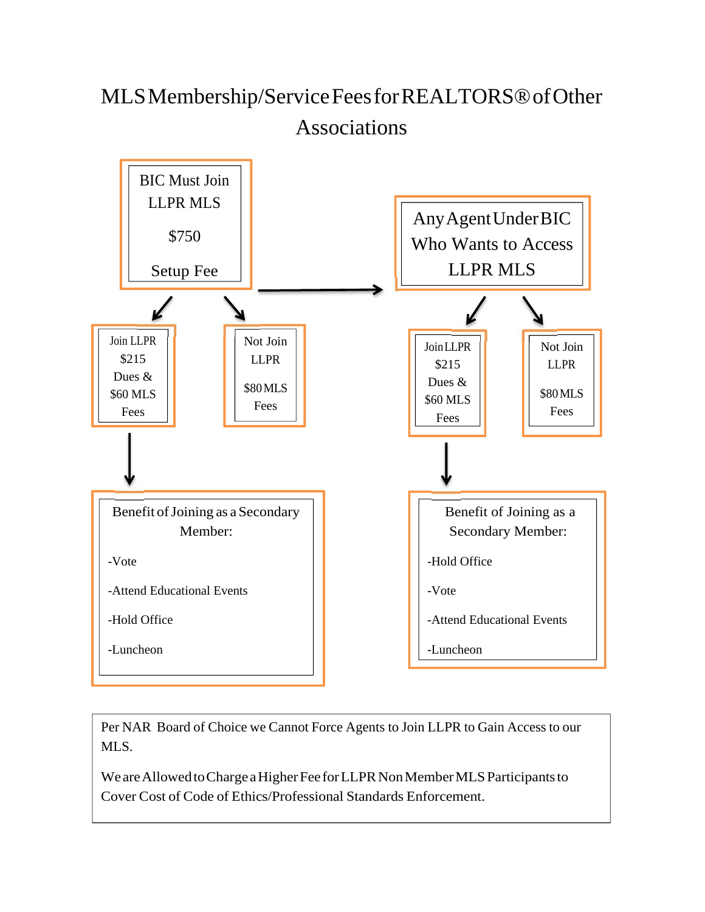# MLS Membership/Service Fees for REALTORS® of Other Associations

**BIC Must Join LLPR MLS**

$750

Setup Fee

- **Join LLPR**
  $215 Dues & $60 MLS Fees
  - Benefit of Joining as a Secondary Member:
    - -Vote
    - -Attend Educational Events
    - -Hold Office
    - -Luncheon
- **Not Join LLPR**
  $80 MLS Fees

**Any Agent Under BIC Who Wants to Access LLPR MLS**

- **Join LLPR**
  $215 Dues & $60 MLS Fees
  - Benefit of Joining as a Secondary Member:
    - -Hold Office
    - -Vote
    - -Attend Educational Events
    - -Luncheon
- **Not Join LLPR**
  $80 MLS Fees

Per NAR Board of Choice we Cannot Force Agents to Join LLPR to Gain Access to our MLS.

We are Allowed to Charge a Higher Fee for LLPR Non Member MLS Participants to Cover Cost of Code of Ethics/Professional Standards Enforcement.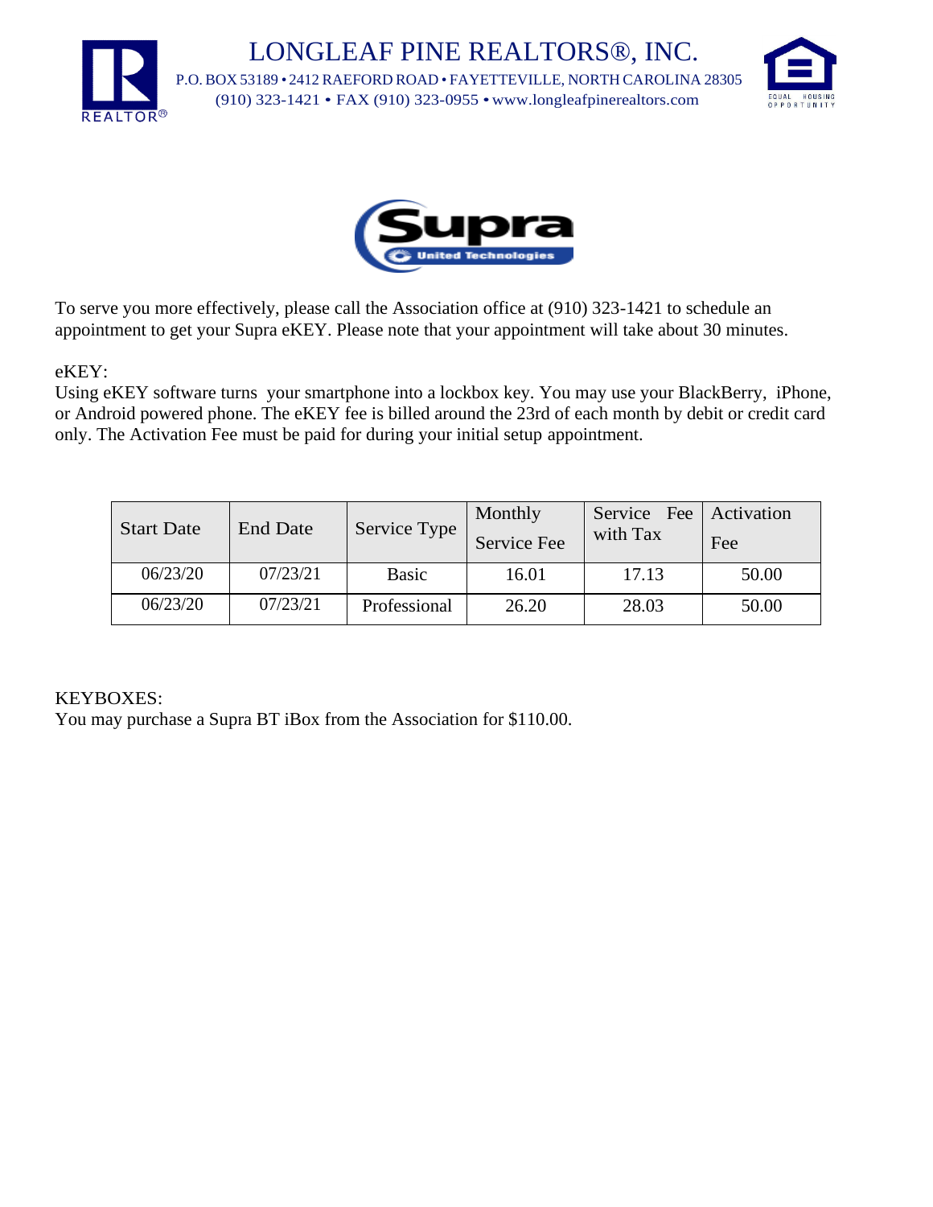# LONGLEAF PINE REALTORS®, INC.

P.O. BOX 53189 • 2412 RAEFORD ROAD • FAYETTEVILLE, NORTH CAROLINA 28305
(910) 323-1421 • FAX (910) 323-0955 • www.longleafpinerealtors.com

To serve you more effectively, please call the Association office at (910) 323-1421 to schedule an appointment to get your Supra eKEY. Please note that your appointment will take about 30 minutes.

eKEY:
Using eKEY software turns your smartphone into a lockbox key. You may use your BlackBerry, iPhone, or Android powered phone. The eKEY fee is billed around the 23rd of each month by debit or credit card only. The Activation Fee must be paid for during your initial setup appointment.

| Start Date | End Date | Service Type | Monthly Service Fee | Service Fee with Tax | Activation Fee |
|---|---|---|---|---|---|
| 06/23/20 | 07/23/21 | Basic | 16.01 | 17.13 | 50.00 |
| 06/23/20 | 07/23/21 | Professional | 26.20 | 28.03 | 50.00 |

KEYBOXES:
You may purchase a Supra BT iBox from the Association for $110.00.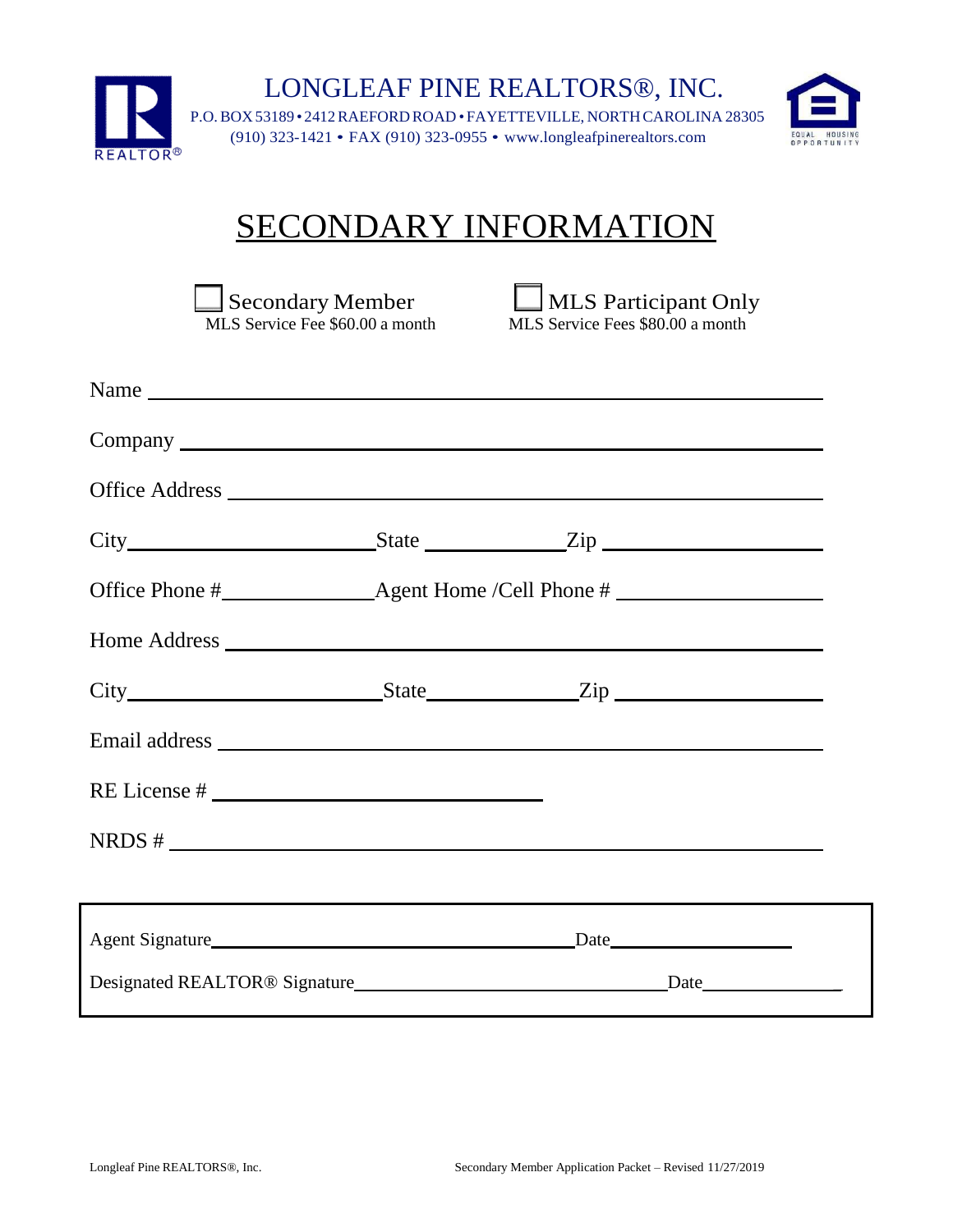LONGLEAF PINE REALTORS®, INC.

P.O. BOX 53189 • 2412 RAEFORD ROAD • FAYETTEVILLE, NORTH CAROLINA 28305

(910) 323-1421 • FAX (910) 323-0955 • www.longleafpinerealtors.com

# SECONDARY INFORMATION

☐ Secondary Member
MLS Service Fee $60.00 a month

☐ MLS Participant Only
MLS Service Fees $80.00 a month

Name ________________________________________________________________

Company ______________________________________________________________

Office Address __________________________________________________________

City______________________ State ____________ Zip __________________

Office Phone #______________ Agent Home /Cell Phone # __________________

Home Address __________________________________________________________

City______________________ State______________ Zip __________________

Email address __________________________________________________________

RE License # ____________________________

NRDS # _______________________________________________________________

Agent Signature________________________________________ Date____________________

Designated REALTOR® Signature__________________________________ Date_______________